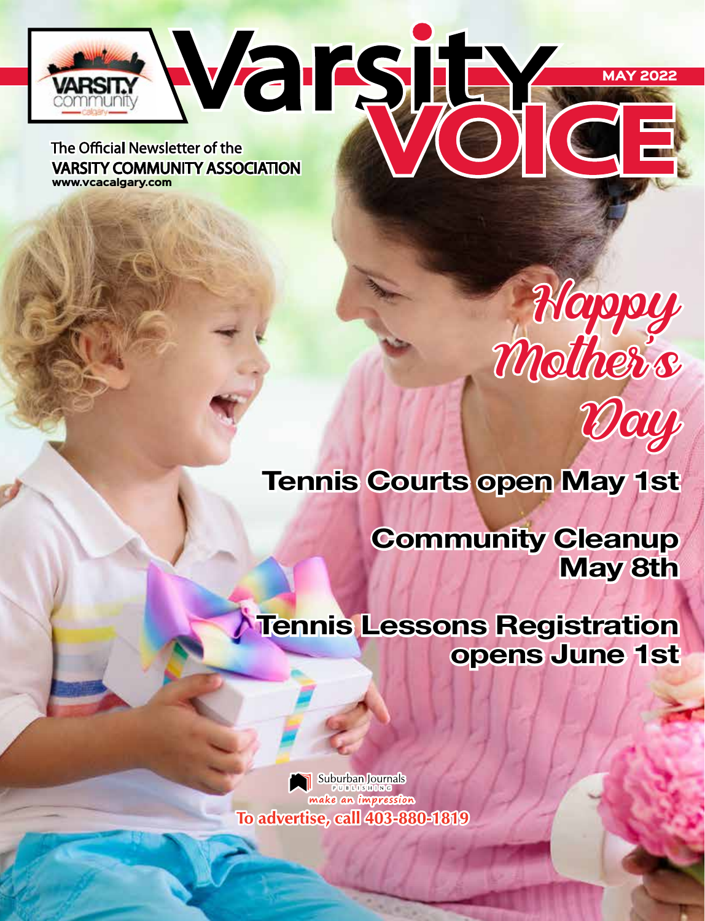# Varsity VOICE

MAY 2022

The Official Newsletter of the
**VARSITY COMMUNITY ASSOCIATION**
www.vcacalgary.com

## Happy Mother's Day

## Tennis Courts open May 1st

## Community Cleanup May 8th

## Tennis Lessons Registration opens June 1st

Suburban Journals Publishing
*make an impression*
To advertise, call 403-880-1819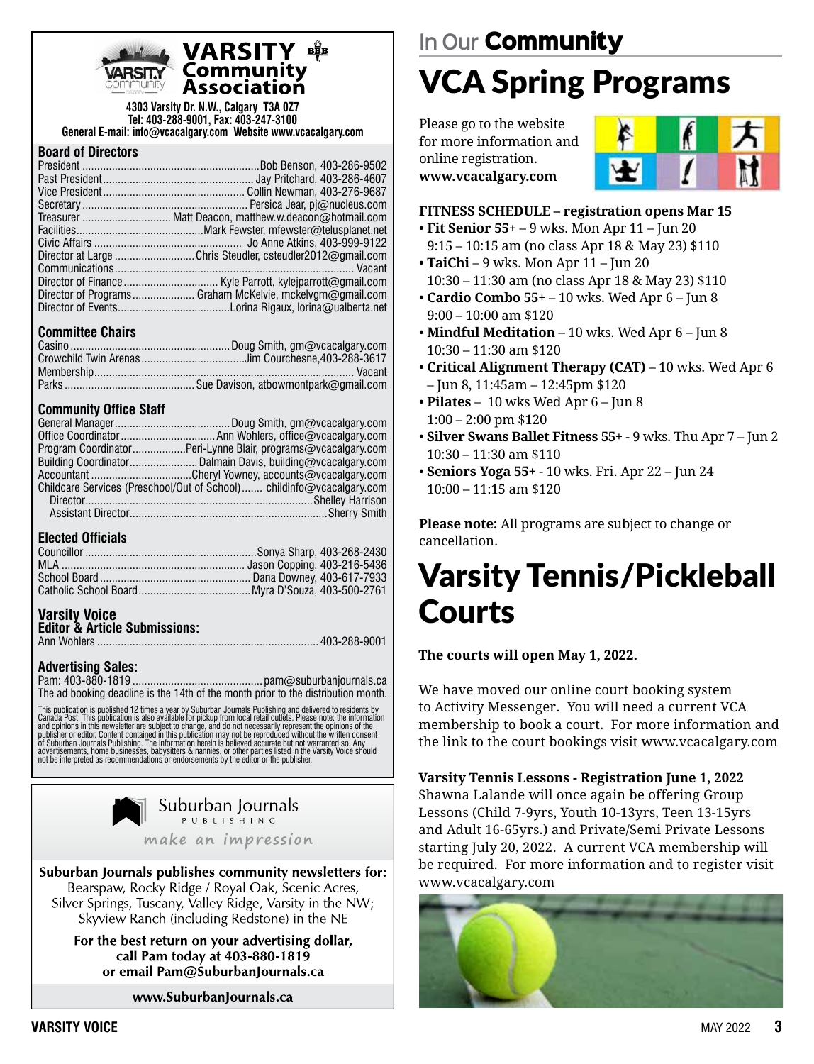# VARSITY Community Association

**4303 Varsity Dr. N.W., Calgary T3A 0Z7**
**Tel: 403-288-9001, Fax: 403-247-3100**
**General E-mail: info@vcacalgary.com Website www.vcacalgary.com**

### Board of Directors

| | |
|---|---|
| President | Bob Benson, 403-286-9502 |
| Past President | Jay Pritchard, 403-286-4607 |
| Vice President | Collin Newman, 403-276-9687 |
| Secretary | Persica Jear, pj@nucleus.com |
| Treasurer | Matt Deacon, matthew.w.deacon@hotmail.com |
| Facilities | Mark Fewster, mfewster@telusplanet.net |
| Civic Affairs | Jo Anne Atkins, 403-999-9122 |
| Director at Large | Chris Steudler, csteudler2012@gmail.com |
| Communications | Vacant |
| Director of Finance | Kyle Parrott, kylejparrott@gmail.com |
| Director of Programs | Graham McKelvie, mckelvgm@gmail.com |
| Director of Events | Lorina Rigaux, lorina@ualberta.net |

### Committee Chairs

| | |
|---|---|
| Casino | Doug Smith, gm@vcacalgary.com |
| Crowchild Twin Arenas | Jim Courchesne, 403-288-3617 |
| Membership | Vacant |
| Parks | Sue Davison, atbowmontpark@gmail.com |

### Community Office Staff

| | |
|---|---|
| General Manager | Doug Smith, gm@vcacalgary.com |
| Office Coordinator | Ann Wohlers, office@vcacalgary.com |
| Program Coordinator | Peri-Lynne Blair, programs@vcacalgary.com |
| Building Coordinator | Dalmain Davis, building@vcacalgary.com |
| Accountant | Cheryl Yowney, accounts@vcacalgary.com |
| Childcare Services (Preschool/Out of School) | childinfo@vcacalgary.com |
| Director | Shelley Harrison |
| Assistant Director | Sherry Smith |

### Elected Officials

| | |
|---|---|
| Councillor | Sonya Sharp, 403-268-2430 |
| MLA | Jason Copping, 403-216-5436 |
| School Board | Dana Downey, 403-617-7933 |
| Catholic School Board | Myra D'Souza, 403-500-2761 |

### Varsity Voice
**Editor & Article Submissions:**

Ann Wohlers ........ 403-288-9001

### Advertising Sales:

Pam: 403-880-1819 ........ pam@suburbanjournals.ca

The ad booking deadline is the 14th of the month prior to the distribution month.

This publication is published 12 times a year by Suburban Journals Publishing and delivered to residents by Canada Post. This publication is also available for pickup from local retail outlets. Please note: the information and opinions in this newsletter are subject to change, and do not necessarily represent the opinions of the publisher or editor. Content contained in this publication may not be reproduced without the written consent of Suburban Journals Publishing. The information herein is believed accurate but not warranted so. Any advertisements, home businesses, babysitters & nannies, or other parties listed in the Varsity Voice should not be interpreted as recommendations or endorsements by the editor or the publisher.

Suburban Journals PUBLISHING
*make an impression*

**Suburban Journals publishes community newsletters for:**
Bearspaw, Rocky Ridge / Royal Oak, Scenic Acres, Silver Springs, Tuscany, Valley Ridge, Varsity in the NW; Skyview Ranch (including Redstone) in the NE

**For the best return on your advertising dollar, call Pam today at 403-880-1819 or email Pam@SuburbanJournals.ca**

**www.SuburbanJournals.ca**

## In Our Community

# VCA Spring Programs

Please go to the website for more information and online registration.
**www.vcacalgary.com**

**FITNESS SCHEDULE – registration opens Mar 15**

- **Fit Senior 55+** – 9 wks. Mon Apr 11 – Jun 20 9:15 – 10:15 am (no class Apr 18 & May 23) $110
- **TaiChi** – 9 wks. Mon Apr 11 – Jun 20 10:30 – 11:30 am (no class Apr 18 & May 23) $110
- **Cardio Combo 55+** – 10 wks. Wed Apr 6 – Jun 8 9:00 – 10:00 am $120
- **Mindful Meditation** – 10 wks. Wed Apr 6 – Jun 8 10:30 – 11:30 am $120
- **Critical Alignment Therapy (CAT)** – 10 wks. Wed Apr 6 – Jun 8, 11:45am – 12:45pm $120
- **Pilates** – 10 wks Wed Apr 6 – Jun 8 1:00 – 2:00 pm $120
- **Silver Swans Ballet Fitness 55+** - 9 wks. Thu Apr 7 – Jun 2 10:30 – 11:30 am $110
- **Seniors Yoga 55+** - 10 wks. Fri. Apr 22 – Jun 24 10:00 – 11:15 am $120

**Please note:** All programs are subject to change or cancellation.

# Varsity Tennis/Pickleball Courts

**The courts will open May 1, 2022.**

We have moved our online court booking system to Activity Messenger. You will need a current VCA membership to book a court. For more information and the link to the court bookings visit www.vcacalgary.com

**Varsity Tennis Lessons - Registration June 1, 2022**
Shawna Lalande will once again be offering Group Lessons (Child 7-9yrs, Youth 10-13yrs, Teen 13-15yrs and Adult 16-65yrs.) and Private/Semi Private Lessons starting July 20, 2022. A current VCA membership will be required. For more information and to register visit www.vcacalgary.com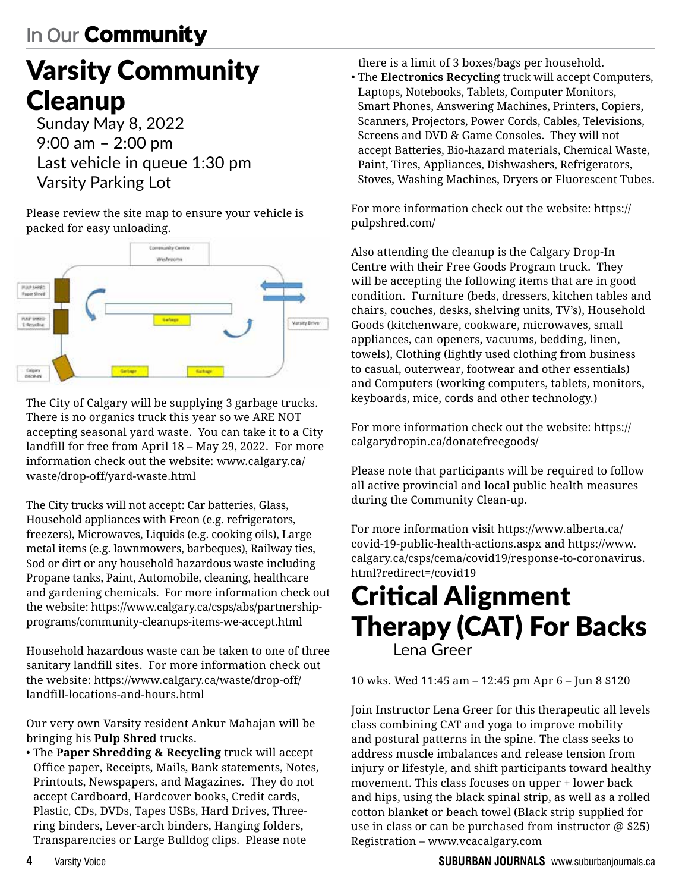In Our **Community**

# Varsity Community Cleanup

Sunday May 8, 2022
9:00 am – 2:00 pm
Last vehicle in queue 1:30 pm
Varsity Parking Lot

Please review the site map to ensure your vehicle is packed for easy unloading.

The City of Calgary will be supplying 3 garbage trucks. There is no organics truck this year so we ARE NOT accepting seasonal yard waste. You can take it to a City landfill for free from April 18 – May 29, 2022. For more information check out the website: www.calgary.ca/waste/drop-off/yard-waste.html

The City trucks will not accept: Car batteries, Glass, Household appliances with Freon (e.g. refrigerators, freezers), Microwaves, Liquids (e.g. cooking oils), Large metal items (e.g. lawnmowers, barbeques), Railway ties, Sod or dirt or any household hazardous waste including Propane tanks, Paint, Automobile, cleaning, healthcare and gardening chemicals. For more information check out the website: https://www.calgary.ca/csps/abs/partnership-programs/community-cleanups-items-we-accept.html

Household hazardous waste can be taken to one of three sanitary landfill sites. For more information check out the website: https://www.calgary.ca/waste/drop-off/landfill-locations-and-hours.html

Our very own Varsity resident Ankur Mahajan will be bringing his **Pulp Shred** trucks.

- The **Paper Shredding & Recycling** truck will accept Office paper, Receipts, Mails, Bank statements, Notes, Printouts, Newspapers, and Magazines. They do not accept Cardboard, Hardcover books, Credit cards, Plastic, CDs, DVDs, Tapes USBs, Hard Drives, Three-ring binders, Lever-arch binders, Hanging folders, Transparencies or Large Bulldog clips. Please note there is a limit of 3 boxes/bags per household.
- The **Electronics Recycling** truck will accept Computers, Laptops, Notebooks, Tablets, Computer Monitors, Smart Phones, Answering Machines, Printers, Copiers, Scanners, Projectors, Power Cords, Cables, Televisions, Screens and DVD & Game Consoles. They will not accept Batteries, Bio-hazard materials, Chemical Waste, Paint, Tires, Appliances, Dishwashers, Refrigerators, Stoves, Washing Machines, Dryers or Fluorescent Tubes.

For more information check out the website: https://pulpshred.com/

Also attending the cleanup is the Calgary Drop-In Centre with their Free Goods Program truck. They will be accepting the following items that are in good condition. Furniture (beds, dressers, kitchen tables and chairs, couches, desks, shelving units, TV's), Household Goods (kitchenware, cookware, microwaves, small appliances, can openers, vacuums, bedding, linen, towels), Clothing (lightly used clothing from business to casual, outerwear, footwear and other essentials) and Computers (working computers, tablets, monitors, keyboards, mice, cords and other technology.)

For more information check out the website: https://calgarydropin.ca/donatefreegoods/

Please note that participants will be required to follow all active provincial and local public health measures during the Community Clean-up.

For more information visit https://www.alberta.ca/covid-19-public-health-actions.aspx and https://www.calgary.ca/csps/cema/covid19/response-to-coronavirus.html?redirect=/covid19

# Critical Alignment Therapy (CAT) For Backs

Lena Greer

10 wks. Wed 11:45 am – 12:45 pm Apr 6 – Jun 8 $120

Join Instructor Lena Greer for this therapeutic all levels class combining CAT and yoga to improve mobility and postural patterns in the spine. The class seeks to address muscle imbalances and release tension from injury or lifestyle, and shift participants toward healthy movement. This class focuses on upper + lower back and hips, using the black spinal strip, as well as a rolled cotton blanket or beach towel (Black strip supplied for use in class or can be purchased from instructor @ $25) Registration – www.vcacalgary.com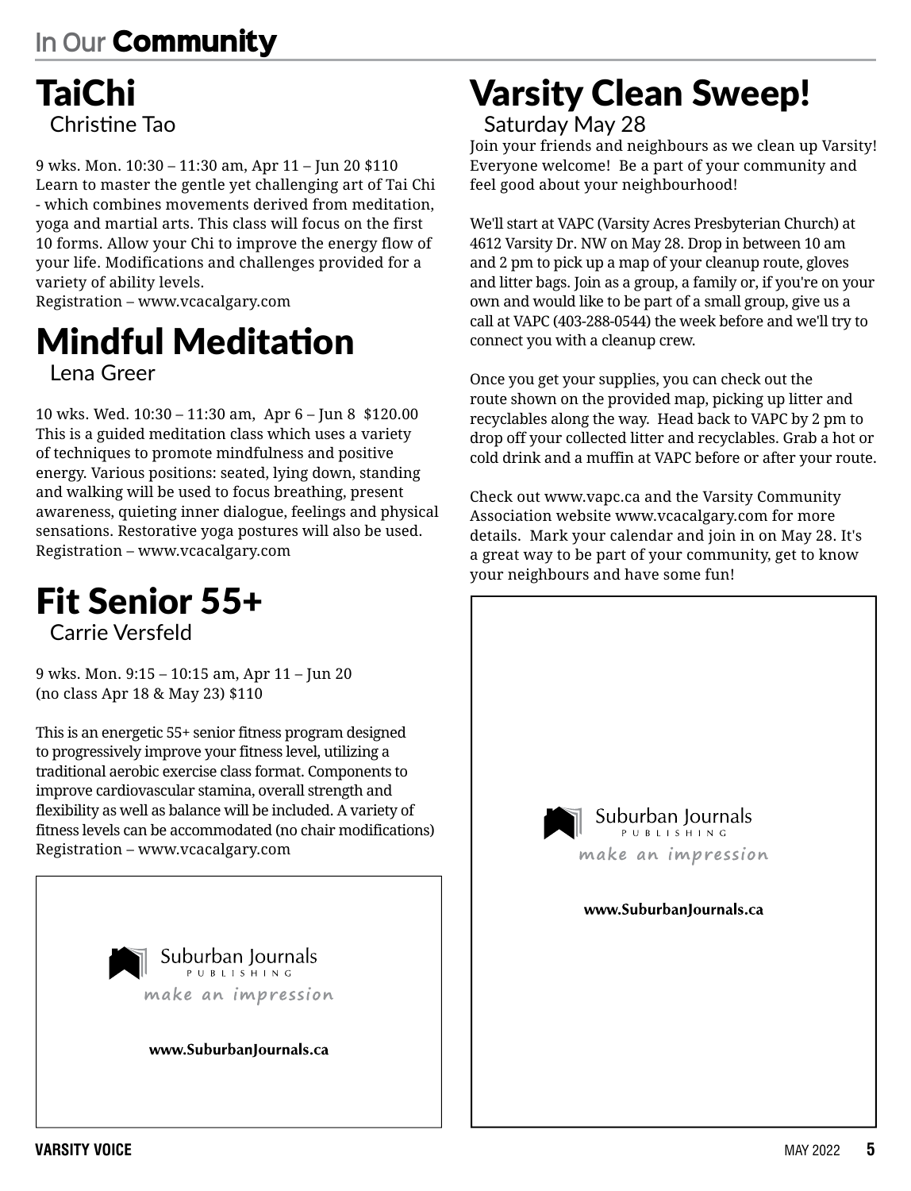# In Our Community

## TaiChi

Christine Tao

9 wks. Mon. 10:30 – 11:30 am, Apr 11 – Jun 20 $110
Learn to master the gentle yet challenging art of Tai Chi - which combines movements derived from meditation, yoga and martial arts. This class will focus on the first 10 forms. Allow your Chi to improve the energy flow of your life. Modifications and challenges provided for a variety of ability levels.
Registration – www.vcacalgary.com

## Mindful Meditation

Lena Greer

10 wks. Wed. 10:30 – 11:30 am, Apr 6 – Jun 8 $120.00
This is a guided meditation class which uses a variety of techniques to promote mindfulness and positive energy. Various positions: seated, lying down, standing and walking will be used to focus breathing, present awareness, quieting inner dialogue, feelings and physical sensations. Restorative yoga postures will also be used.
Registration – www.vcacalgary.com

## Fit Senior 55+

Carrie Versfeld

9 wks. Mon. 9:15 – 10:15 am, Apr 11 – Jun 20
(no class Apr 18 & May 23) $110

This is an energetic 55+ senior fitness program designed to progressively improve your fitness level, utilizing a traditional aerobic exercise class format. Components to improve cardiovascular stamina, overall strength and flexibility as well as balance will be included. A variety of fitness levels can be accommodated (no chair modifications)
Registration – www.vcacalgary.com

Suburban Journals PUBLISHING
make an impression
www.SuburbanJournals.ca

## Varsity Clean Sweep!

Saturday May 28

Join your friends and neighbours as we clean up Varsity! Everyone welcome! Be a part of your community and feel good about your neighbourhood!

We'll start at VAPC (Varsity Acres Presbyterian Church) at 4612 Varsity Dr. NW on May 28. Drop in between 10 am and 2 pm to pick up a map of your cleanup route, gloves and litter bags. Join as a group, a family or, if you're on your own and would like to be part of a small group, give us a call at VAPC (403-288-0544) the week before and we'll try to connect you with a cleanup crew.

Once you get your supplies, you can check out the route shown on the provided map, picking up litter and recyclables along the way. Head back to VAPC by 2 pm to drop off your collected litter and recyclables. Grab a hot or cold drink and a muffin at VAPC before or after your route.

Check out www.vapc.ca and the Varsity Community Association website www.vcacalgary.com for more details. Mark your calendar and join in on May 28. It's a great way to be part of your community, get to know your neighbours and have some fun!

Suburban Journals PUBLISHING
make an impression
www.SuburbanJournals.ca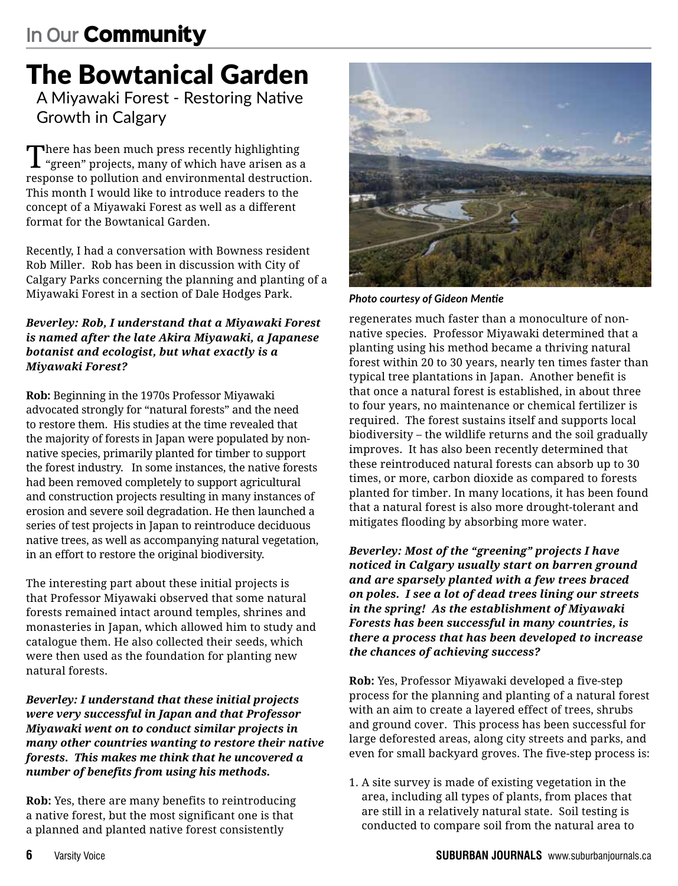# The Bowtanical Garden

## A Miyawaki Forest - Restoring Native Growth in Calgary

There has been much press recently highlighting "green" projects, many of which have arisen as a response to pollution and environmental destruction. This month I would like to introduce readers to the concept of a Miyawaki Forest as well as a different format for the Bowtanical Garden.

Recently, I had a conversation with Bowness resident Rob Miller. Rob has been in discussion with City of Calgary Parks concerning the planning and planting of a Miyawaki Forest in a section of Dale Hodges Park.

***Beverley: Rob, I understand that a Miyawaki Forest is named after the late Akira Miyawaki, a Japanese botanist and ecologist, but what exactly is a Miyawaki Forest?***

**Rob:** Beginning in the 1970s Professor Miyawaki advocated strongly for "natural forests" and the need to restore them. His studies at the time revealed that the majority of forests in Japan were populated by non-native species, primarily planted for timber to support the forest industry. In some instances, the native forests had been removed completely to support agricultural and construction projects resulting in many instances of erosion and severe soil degradation. He then launched a series of test projects in Japan to reintroduce deciduous native trees, as well as accompanying natural vegetation, in an effort to restore the original biodiversity.

The interesting part about these initial projects is that Professor Miyawaki observed that some natural forests remained intact around temples, shrines and monasteries in Japan, which allowed him to study and catalogue them. He also collected their seeds, which were then used as the foundation for planting new natural forests.

***Beverley: I understand that these initial projects were very successful in Japan and that Professor Miyawaki went on to conduct similar projects in many other countries wanting to restore their native forests. This makes me think that he uncovered a number of benefits from using his methods.***

**Rob:** Yes, there are many benefits to reintroducing a native forest, but the most significant one is that a planned and planted native forest consistently regenerates much faster than a monoculture of non-native species. Professor Miyawaki determined that a planting using his method became a thriving natural forest within 20 to 30 years, nearly ten times faster than typical tree plantations in Japan. Another benefit is that once a natural forest is established, in about three to four years, no maintenance or chemical fertilizer is required. The forest sustains itself and supports local biodiversity – the wildlife returns and the soil gradually improves. It has also been recently determined that these reintroduced natural forests can absorb up to 30 times, or more, carbon dioxide as compared to forests planted for timber. In many locations, it has been found that a natural forest is also more drought-tolerant and mitigates flooding by absorbing more water.

*Photo courtesy of Gideon Mentie*

***Beverley: Most of the "greening" projects I have noticed in Calgary usually start on barren ground and are sparsely planted with a few trees braced on poles. I see a lot of dead trees lining our streets in the spring! As the establishment of Miyawaki Forests has been successful in many countries, is there a process that has been developed to increase the chances of achieving success?***

**Rob:** Yes, Professor Miyawaki developed a five-step process for the planning and planting of a natural forest with an aim to create a layered effect of trees, shrubs and ground cover. This process has been successful for large deforested areas, along city streets and parks, and even for small backyard groves. The five-step process is:

1. A site survey is made of existing vegetation in the area, including all types of plants, from places that are still in a relatively natural state. Soil testing is conducted to compare soil from the natural area to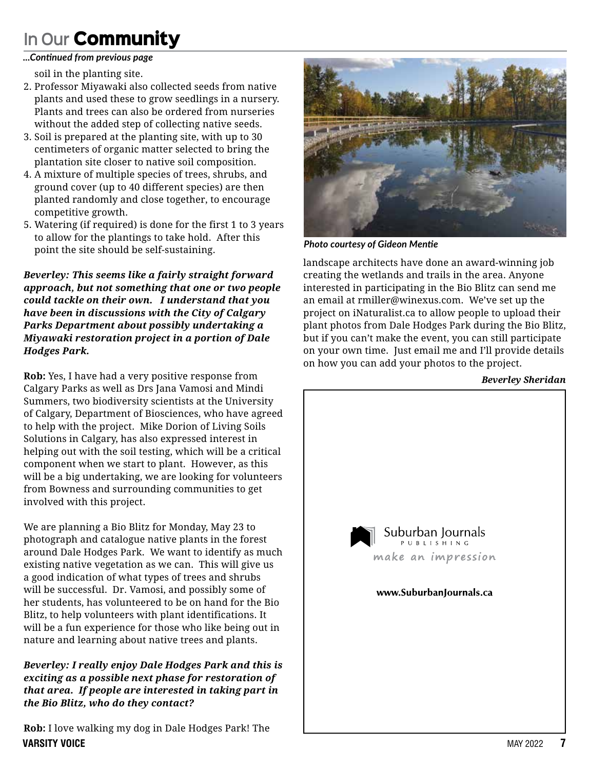*...Continued from previous page*

soil in the planting site.

2. Professor Miyawaki also collected seeds from native plants and used these to grow seedlings in a nursery. Plants and trees can also be ordered from nurseries without the added step of collecting native seeds.
3. Soil is prepared at the planting site, with up to 30 centimeters of organic matter selected to bring the plantation site closer to native soil composition.
4. A mixture of multiple species of trees, shrubs, and ground cover (up to 40 different species) are then planted randomly and close together, to encourage competitive growth.
5. Watering (if required) is done for the first 1 to 3 years to allow for the plantings to take hold. After this point the site should be self-sustaining.

***Beverley: This seems like a fairly straight forward approach, but not something that one or two people could tackle on their own. I understand that you have been in discussions with the City of Calgary Parks Department about possibly undertaking a Miyawaki restoration project in a portion of Dale Hodges Park.***

**Rob:** Yes, I have had a very positive response from Calgary Parks as well as Drs Jana Vamosi and Mindi Summers, two biodiversity scientists at the University of Calgary, Department of Biosciences, who have agreed to help with the project. Mike Dorion of Living Soils Solutions in Calgary, has also expressed interest in helping out with the soil testing, which will be a critical component when we start to plant. However, as this will be a big undertaking, we are looking for volunteers from Bowness and surrounding communities to get involved with this project.

We are planning a Bio Blitz for Monday, May 23 to photograph and catalogue native plants in the forest around Dale Hodges Park. We want to identify as much existing native vegetation as we can. This will give us a good indication of what types of trees and shrubs will be successful. Dr. Vamosi, and possibly some of her students, has volunteered to be on hand for the Bio Blitz, to help volunteers with plant identifications. It will be a fun experience for those who like being out in nature and learning about native trees and plants.

***Beverley: I really enjoy Dale Hodges Park and this is exciting as a possible next phase for restoration of that area. If people are interested in taking part in the Bio Blitz, who do they contact?***

**Rob:** I love walking my dog in Dale Hodges Park! The landscape architects have done an award-winning job creating the wetlands and trails in the area. Anyone interested in participating in the Bio Blitz can send me an email at rmiller@winexus.com. We've set up the project on iNaturalist.ca to allow people to upload their plant photos from Dale Hodges Park during the Bio Blitz, but if you can't make the event, you can still participate on your own time. Just email me and I'll provide details on how you can add your photos to the project.

***Photo courtesy of Gideon Mentie***

***Beverley Sheridan***

Suburban Journals PUBLISHING

make an impression

www.SuburbanJournals.ca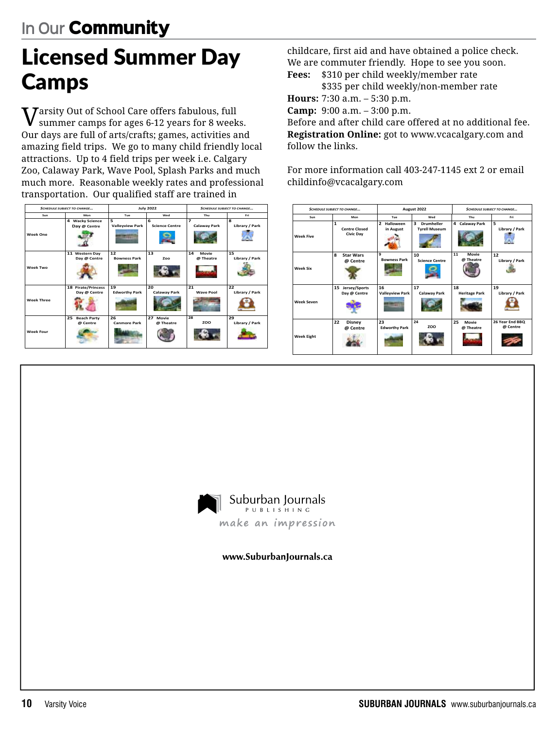In Our **Community**

# Licensed Summer Day Camps

Varsity Out of School Care offers fabulous, full summer camps for ages 6-12 years for 8 weeks. Our days are full of arts/crafts; games, activities and amazing field trips. We go to many child friendly local attractions. Up to 4 field trips per week i.e. Calgary Zoo, Calaway Park, Wave Pool, Splash Parks and much much more. Reasonable weekly rates and professional transportation. Our qualified staff are trained in childcare, first aid and have obtained a police check. We are commuter friendly. Hope to see you soon.

**Fees:** $310 per child weekly/member rate
$335 per child weekly/non-member rate

**Hours:** 7:30 a.m. – 5:30 p.m.

**Camp:** 9:00 a.m. – 3:00 p.m.

Before and after child care offered at no additional fee.

**Registration Online:** got to www.vcacalgary.com and follow the links.

For more information call 403-247-1145 ext 2 or email childinfo@vcacalgary.com

| Schedule subject to change... | | July 2022 | | Schedule subject to change... | |
|---|---|---|---|---|---|
| Sun | Mon | Tue | Wed | Thu | Fri |
| Week One | 4 Wacky Science Day @ Centre | 5 Valleyview Park | 6 Science Centre | 7 Calaway Park | 8 Library / Park |
| Week Two | 11 Western Day Day @ Centre | 12 Bowness Park | 13 Zoo | 14 Movie @ Theatre | 15 Library / Park |
| Week Three | 18 Pirate/Princess Day @ Centre | 19 Edworthy Park | 20 Calaway Park | 21 Wave Pool | 22 Library / Park |
| Week Four | 25 Beach Party @ Centre | 26 Canmore Park | 27 Movie @ Theatre | 28 ZOO | 29 Library / Park |

| Schedule subject to change... | | August 2022 | | Schedule subject to change... | |
|---|---|---|---|---|---|
| Sun | Mon | Tue | Wed | Thu | Fri |
| Week Five | 1 Centre Closed Civic Day | 2 Halloween in August | 3 Drumheller Tyrell Museum | 4 Calaway Park | 5 Library / Park |
| Week Six | 8 Star Wars @ Centre | 9 Bowness Park | 10 Science Centre | 11 Movie @ Theatre | 12 Library / Park |
| Week Seven | 15 Jersey/Sports Day @ Centre | 16 Valleyview Park | 17 Calaway Park | 18 Heritage Park | 19 Library / Park |
| Week Eight | 22 Disney @ Centre | 23 Edworthy Park | 24 ZOO | 25 Movie @ Theatre | 26 Year End BBQ @ Centre |

Suburban Journals PUBLISHING

make an impression

www.SuburbanJournals.ca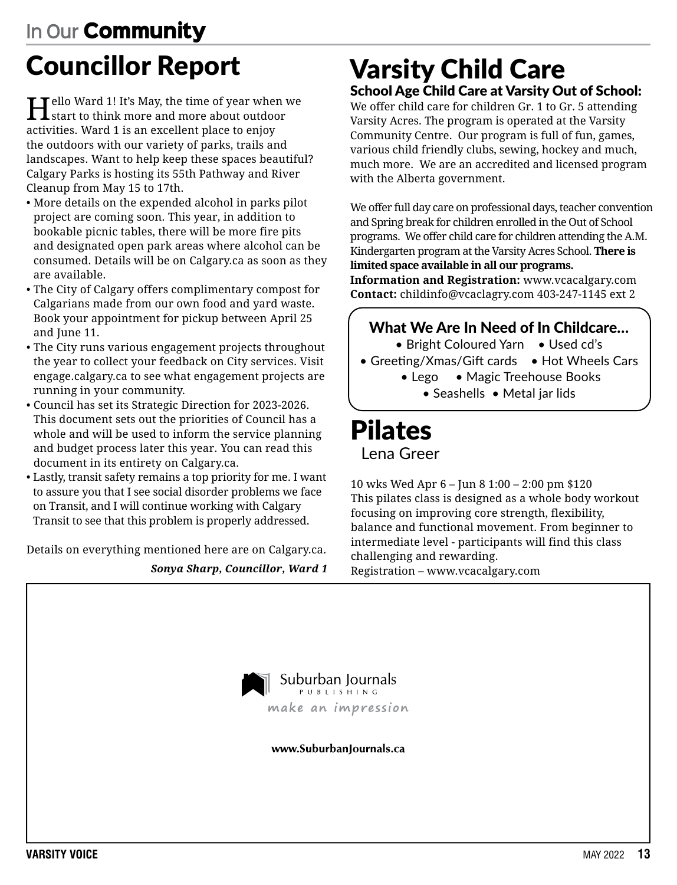In Our **Community**

# Councillor Report

Hello Ward 1! It's May, the time of year when we start to think more and more about outdoor activities. Ward 1 is an excellent place to enjoy the outdoors with our variety of parks, trails and landscapes. Want to help keep these spaces beautiful? Calgary Parks is hosting its 55th Pathway and River Cleanup from May 15 to 17th.

- More details on the expended alcohol in parks pilot project are coming soon. This year, in addition to bookable picnic tables, there will be more fire pits and designated open park areas where alcohol can be consumed. Details will be on Calgary.ca as soon as they are available.
- The City of Calgary offers complimentary compost for Calgarians made from our own food and yard waste. Book your appointment for pickup between April 25 and June 11.
- The City runs various engagement projects throughout the year to collect your feedback on City services. Visit engage.calgary.ca to see what engagement projects are running in your community.
- Council has set its Strategic Direction for 2023-2026. This document sets out the priorities of Council has a whole and will be used to inform the service planning and budget process later this year. You can read this document in its entirety on Calgary.ca.
- Lastly, transit safety remains a top priority for me. I want to assure you that I see social disorder problems we face on Transit, and I will continue working with Calgary Transit to see that this problem is properly addressed.

Details on everything mentioned here are on Calgary.ca.

***Sonya Sharp, Councillor, Ward 1***

# Varsity Child Care

## School Age Child Care at Varsity Out of School:

We offer child care for children Gr. 1 to Gr. 5 attending Varsity Acres. The program is operated at the Varsity Community Centre. Our program is full of fun, games, various child friendly clubs, sewing, hockey and much, much more. We are an accredited and licensed program with the Alberta government.

We offer full day care on professional days, teacher convention and Spring break for children enrolled in the Out of School programs. We offer child care for children attending the A.M. Kindergarten program at the Varsity Acres School. **There is limited space available in all our programs.**

**Information and Registration:** www.vcacalgary.com
**Contact:** childinfo@vcaclagry.com 403-247-1145 ext 2

### What We Are In Need of In Childcare…

- Bright Coloured Yarn
- Used cd's
- Greeting/Xmas/Gift cards
- Hot Wheels Cars
- Lego
- Magic Treehouse Books
- Seashells
- Metal jar lids

# Pilates

Lena Greer

10 wks Wed Apr 6 – Jun 8 1:00 – 2:00 pm $120
This pilates class is designed as a whole body workout focusing on improving core strength, flexibility, balance and functional movement. From beginner to intermediate level - participants will find this class challenging and rewarding.
Registration – www.vcacalgary.com

Suburban Journals PUBLISHING
make an impression

www.SuburbanJournals.ca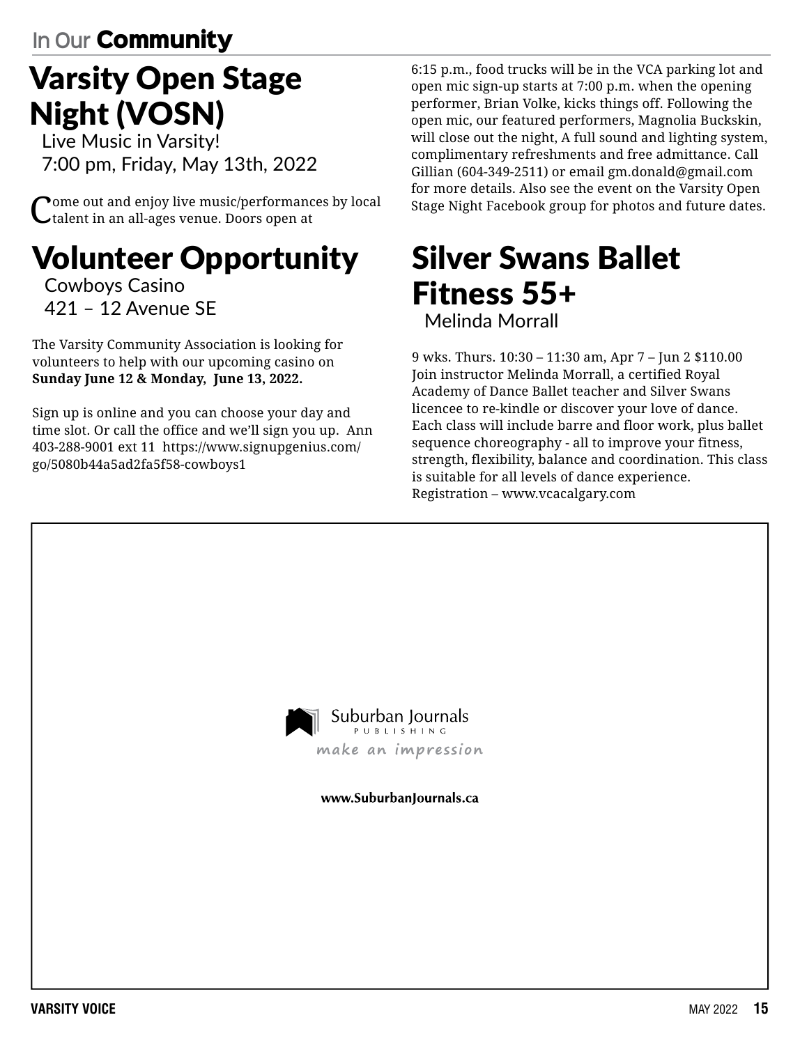## In Our Community

# Varsity Open Stage Night (VOSN)

Live Music in Varsity!
7:00 pm, Friday, May 13th, 2022

Come out and enjoy live music/performances by local talent in an all-ages venue. Doors open at 6:15 p.m., food trucks will be in the VCA parking lot and open mic sign-up starts at 7:00 p.m. when the opening performer, Brian Volke, kicks things off. Following the open mic, our featured performers, Magnolia Buckskin, will close out the night, A full sound and lighting system, complimentary refreshments and free admittance. Call Gillian (604-349-2511) or email gm.donald@gmail.com for more details. Also see the event on the Varsity Open Stage Night Facebook group for photos and future dates.

# Volunteer Opportunity

Cowboys Casino
421 – 12 Avenue SE

The Varsity Community Association is looking for volunteers to help with our upcoming casino on **Sunday June 12 & Monday, June 13, 2022.**

Sign up is online and you can choose your day and time slot. Or call the office and we'll sign you up. Ann 403-288-9001 ext 11 https://www.signupgenius.com/go/5080b44a5ad2fa5f58-cowboys1

# Silver Swans Ballet Fitness 55+

Melinda Morrall

9 wks. Thurs. 10:30 – 11:30 am, Apr 7 – Jun 2 $110.00
Join instructor Melinda Morrall, a certified Royal Academy of Dance Ballet teacher and Silver Swans licencee to re-kindle or discover your love of dance. Each class will include barre and floor work, plus ballet sequence choreography - all to improve your fitness, strength, flexibility, balance and coordination. This class is suitable for all levels of dance experience.
Registration – www.vcacalgary.com

Suburban Journals
PUBLISHING
make an impression

www.SuburbanJournals.ca